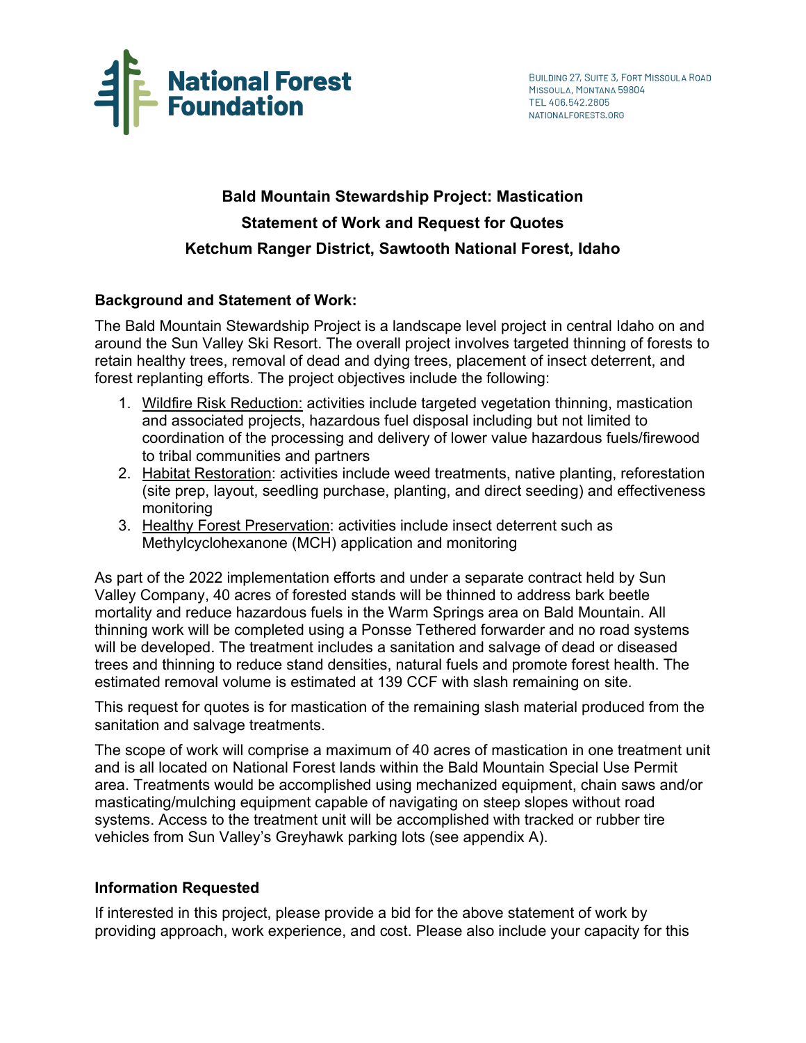National Forest Foundation

BUILDING 27, SUITE 3, FORT MISSOULA ROAD
MISSOULA, MONTANA 59804
TEL 406.542.2805
NATIONALFORESTS.ORG

# Bald Mountain Stewardship Project: Mastication
# Statement of Work and Request for Quotes
# Ketchum Ranger District, Sawtooth National Forest, Idaho

## Background and Statement of Work:

The Bald Mountain Stewardship Project is a landscape level project in central Idaho on and around the Sun Valley Ski Resort. The overall project involves targeted thinning of forests to retain healthy trees, removal of dead and dying trees, placement of insect deterrent, and forest replanting efforts. The project objectives include the following:

1. Wildfire Risk Reduction: activities include targeted vegetation thinning, mastication and associated projects, hazardous fuel disposal including but not limited to coordination of the processing and delivery of lower value hazardous fuels/firewood to tribal communities and partners
2. Habitat Restoration: activities include weed treatments, native planting, reforestation (site prep, layout, seedling purchase, planting, and direct seeding) and effectiveness monitoring
3. Healthy Forest Preservation: activities include insect deterrent such as Methylcyclohexanone (MCH) application and monitoring

As part of the 2022 implementation efforts and under a separate contract held by Sun Valley Company, 40 acres of forested stands will be thinned to address bark beetle mortality and reduce hazardous fuels in the Warm Springs area on Bald Mountain. All thinning work will be completed using a Ponsse Tethered forwarder and no road systems will be developed. The treatment includes a sanitation and salvage of dead or diseased trees and thinning to reduce stand densities, natural fuels and promote forest health. The estimated removal volume is estimated at 139 CCF with slash remaining on site.

This request for quotes is for mastication of the remaining slash material produced from the sanitation and salvage treatments.

The scope of work will comprise a maximum of 40 acres of mastication in one treatment unit and is all located on National Forest lands within the Bald Mountain Special Use Permit area. Treatments would be accomplished using mechanized equipment, chain saws and/or masticating/mulching equipment capable of navigating on steep slopes without road systems. Access to the treatment unit will be accomplished with tracked or rubber tire vehicles from Sun Valley's Greyhawk parking lots (see appendix A).

## Information Requested

If interested in this project, please provide a bid for the above statement of work by providing approach, work experience, and cost. Please also include your capacity for this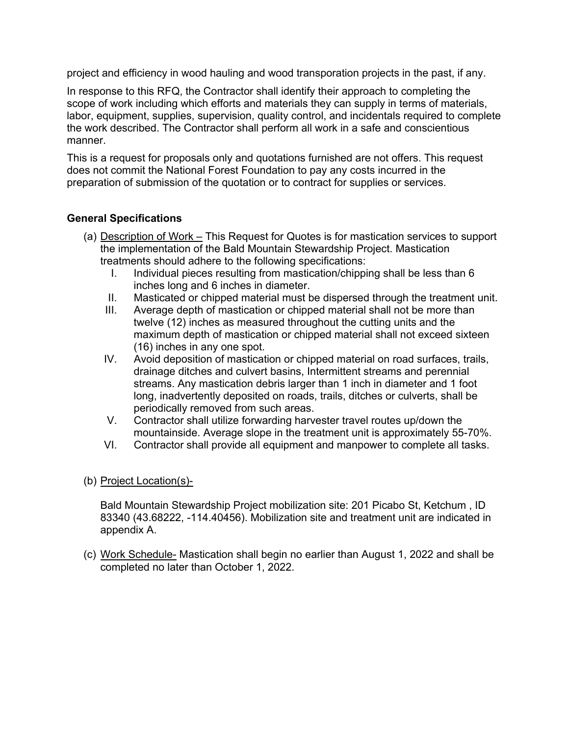project and efficiency in wood hauling and wood transporation projects in the past, if any.

In response to this RFQ, the Contractor shall identify their approach to completing the scope of work including which efforts and materials they can supply in terms of materials, labor, equipment, supplies, supervision, quality control, and incidentals required to complete the work described. The Contractor shall perform all work in a safe and conscientious manner.

This is a request for proposals only and quotations furnished are not offers. This request does not commit the National Forest Foundation to pay any costs incurred in the preparation of submission of the quotation or to contract for supplies or services.

**General Specifications**

(a) Description of Work – This Request for Quotes is for mastication services to support the implementation of the Bald Mountain Stewardship Project. Mastication treatments should adhere to the following specifications:

  I. Individual pieces resulting from mastication/chipping shall be less than 6 inches long and 6 inches in diameter.
  II. Masticated or chipped material must be dispersed through the treatment unit.
  III. Average depth of mastication or chipped material shall not be more than twelve (12) inches as measured throughout the cutting units and the maximum depth of mastication or chipped material shall not exceed sixteen (16) inches in any one spot.
  IV. Avoid deposition of mastication or chipped material on road surfaces, trails, drainage ditches and culvert basins, Intermittent streams and perennial streams. Any mastication debris larger than 1 inch in diameter and 1 foot long, inadvertently deposited on roads, trails, ditches or culverts, shall be periodically removed from such areas.
  V. Contractor shall utilize forwarding harvester travel routes up/down the mountainside. Average slope in the treatment unit is approximately 55-70%.
  VI. Contractor shall provide all equipment and manpower to complete all tasks.

(b) Project Location(s)-

Bald Mountain Stewardship Project mobilization site: 201 Picabo St, Ketchum , ID 83340 (43.68222, -114.40456). Mobilization site and treatment unit are indicated in appendix A.

(c) Work Schedule- Mastication shall begin no earlier than August 1, 2022 and shall be completed no later than October 1, 2022.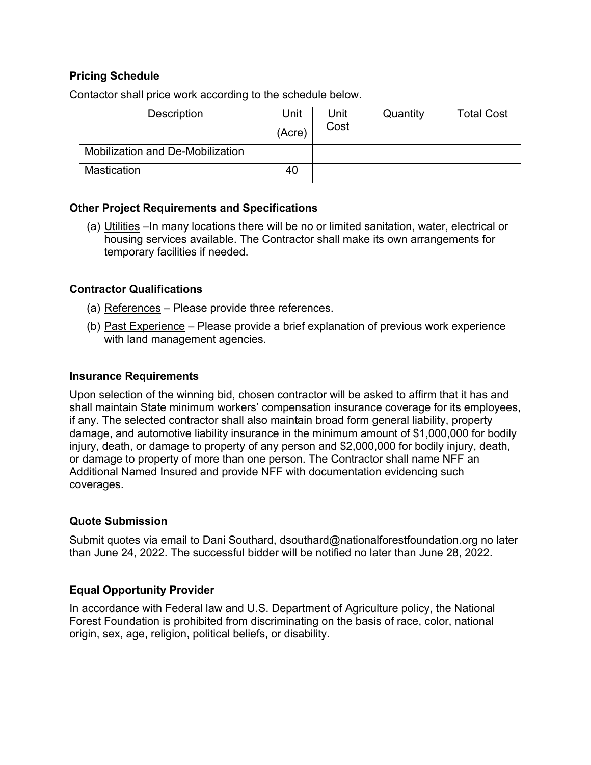### Pricing Schedule

Contactor shall price work according to the schedule below.

| Description | Unit (Acre) | Unit Cost | Quantity | Total Cost |
|---|---|---|---|---|
| Mobilization and De-Mobilization | | | | |
| Mastication | 40 | | | |

### Other Project Requirements and Specifications

(a) Utilities –In many locations there will be no or limited sanitation, water, electrical or housing services available. The Contractor shall make its own arrangements for temporary facilities if needed.

### Contractor Qualifications

(a) References – Please provide three references.

(b) Past Experience – Please provide a brief explanation of previous work experience with land management agencies.

### Insurance Requirements

Upon selection of the winning bid, chosen contractor will be asked to affirm that it has and shall maintain State minimum workers' compensation insurance coverage for its employees, if any. The selected contractor shall also maintain broad form general liability, property damage, and automotive liability insurance in the minimum amount of $1,000,000 for bodily injury, death, or damage to property of any person and $2,000,000 for bodily injury, death, or damage to property of more than one person. The Contractor shall name NFF an Additional Named Insured and provide NFF with documentation evidencing such coverages.

### Quote Submission

Submit quotes via email to Dani Southard, dsouthard@nationalforestfoundation.org no later than June 24, 2022. The successful bidder will be notified no later than June 28, 2022.

### Equal Opportunity Provider

In accordance with Federal law and U.S. Department of Agriculture policy, the National Forest Foundation is prohibited from discriminating on the basis of race, color, national origin, sex, age, religion, political beliefs, or disability.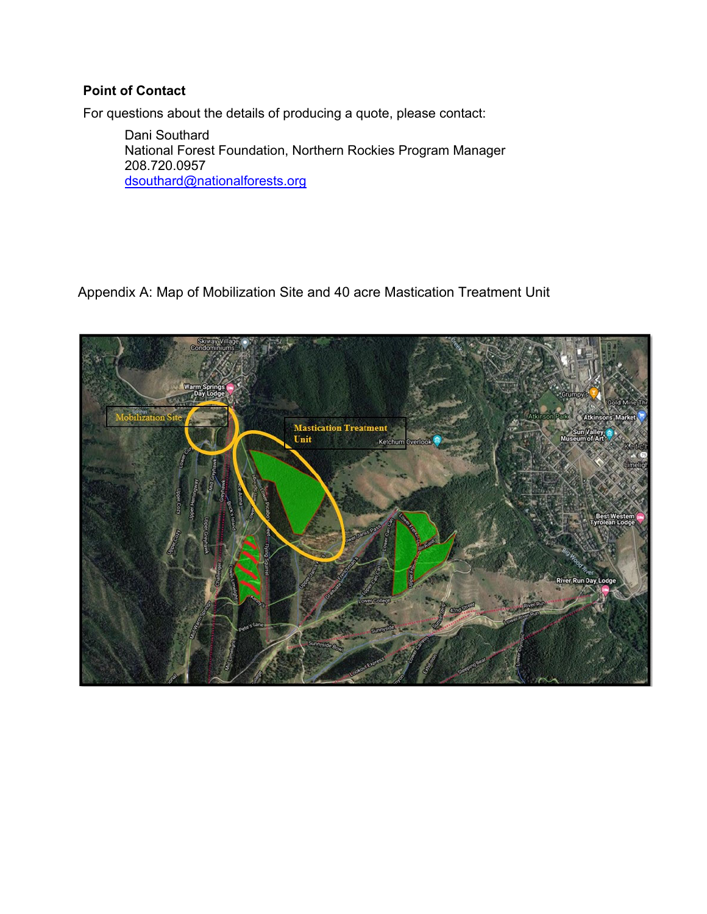**Point of Contact**

For questions about the details of producing a quote, please contact:

Dani Southard
National Forest Foundation, Northern Rockies Program Manager
208.720.0957
dsouthard@nationalforests.org

Appendix A: Map of Mobilization Site and 40 acre Mastication Treatment Unit

Mobilization Site

Mastication Treatment Unit